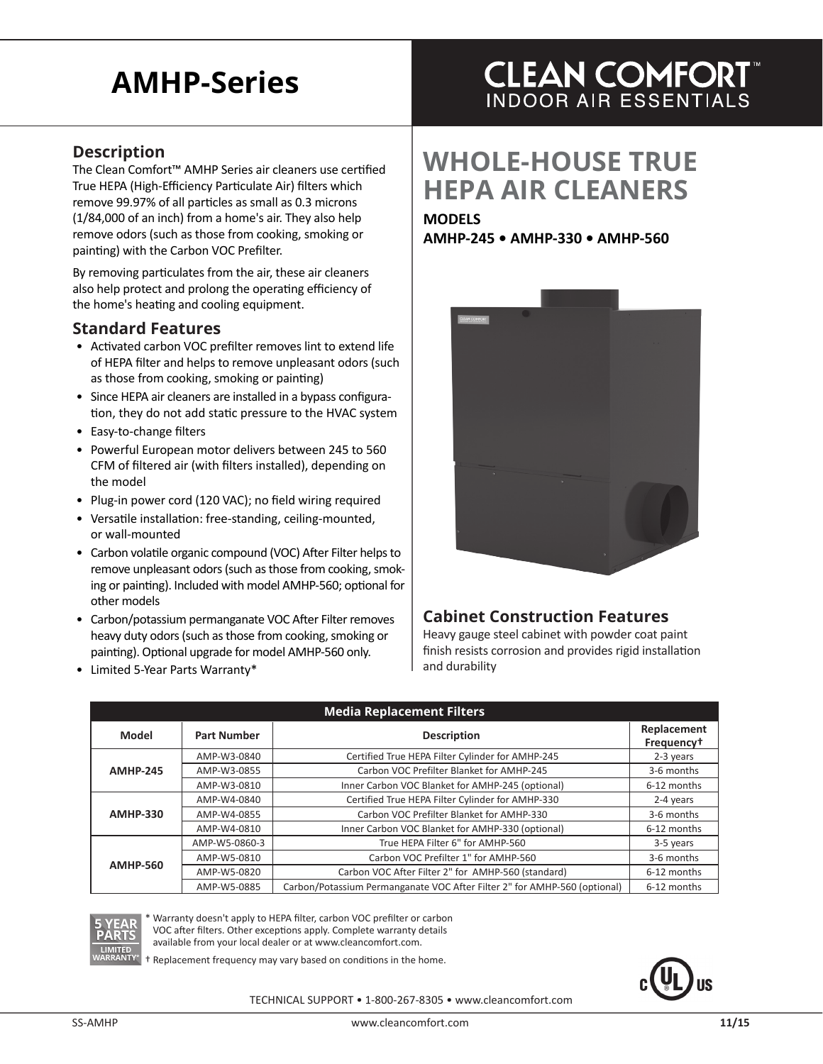# AMHP-Series

**CLEAN COMFORT™**
INDOOR AIR ESSENTIALS

## Description

The Clean Comfort™ AMHP Series air cleaners use certified True HEPA (High-Efficiency Particulate Air) filters which remove 99.97% of all particles as small as 0.3 microns (1/84,000 of an inch) from a home's air. They also help remove odors (such as those from cooking, smoking or painting) with the Carbon VOC Prefilter.

By removing particulates from the air, these air cleaners also help protect and prolong the operating efficiency of the home's heating and cooling equipment.

## Standard Features

- Activated carbon VOC prefilter removes lint to extend life of HEPA filter and helps to remove unpleasant odors (such as those from cooking, smoking or painting)
- Since HEPA air cleaners are installed in a bypass configuration, they do not add static pressure to the HVAC system
- Easy-to-change filters
- Powerful European motor delivers between 245 to 560 CFM of filtered air (with filters installed), depending on the model
- Plug-in power cord (120 VAC); no field wiring required
- Versatile installation: free-standing, ceiling-mounted, or wall-mounted
- Carbon volatile organic compound (VOC) After Filter helps to remove unpleasant odors (such as those from cooking, smoking or painting). Included with model AMHP-560; optional for other models
- Carbon/potassium permanganate VOC After Filter removes heavy duty odors (such as those from cooking, smoking or painting). Optional upgrade for model AMHP-560 only.
- Limited 5-Year Parts Warranty*

# WHOLE-HOUSE TRUE HEPA AIR CLEANERS

**MODELS**
**AMHP-245 • AMHP-330 • AMHP-560**

## Cabinet Construction Features

Heavy gauge steel cabinet with powder coat paint finish resists corrosion and provides rigid installation and durability

| Media Replacement Filters | | | |
|---|---|---|---|
| **Model** | **Part Number** | **Description** | **Replacement Frequency†** |
| **AMHP-245** | AMP-W3-0840 | Certified True HEPA Filter Cylinder for AMHP-245 | 2-3 years |
| | AMP-W3-0855 | Carbon VOC Prefilter Blanket for AMHP-245 | 3-6 months |
| | AMP-W3-0810 | Inner Carbon VOC Blanket for AMHP-245 (optional) | 6-12 months |
| **AMHP-330** | AMP-W4-0840 | Certified True HEPA Filter Cylinder for AMHP-330 | 2-4 years |
| | AMP-W4-0855 | Carbon VOC Prefilter Blanket for AMHP-330 | 3-6 months |
| | AMP-W4-0810 | Inner Carbon VOC Blanket for AMHP-330 (optional) | 6-12 months |
| **AMHP-560** | AMP-W5-0860-3 | True HEPA Filter 6" for AMHP-560 | 3-5 years |
| | AMP-W5-0810 | Carbon VOC Prefilter 1" for AMHP-560 | 3-6 months |
| | AMP-W5-0820 | Carbon VOC After Filter 2" for AMHP-560 (standard) | 6-12 months |
| | AMP-W5-0885 | Carbon/Potassium Permanganate VOC After Filter 2" for AMHP-560 (optional) | 6-12 months |

5 YEAR PARTS LIMITED WARRANTY*

\* Warranty doesn't apply to HEPA filter, carbon VOC prefilter or carbon VOC after filters. Other exceptions apply. Complete warranty details available from your local dealer or at www.cleancomfort.com.

† Replacement frequency may vary based on conditions in the home.

TECHNICAL SUPPORT • 1-800-267-8305 • www.cleancomfort.com

SS-AMHP www.cleancomfort.com 11/15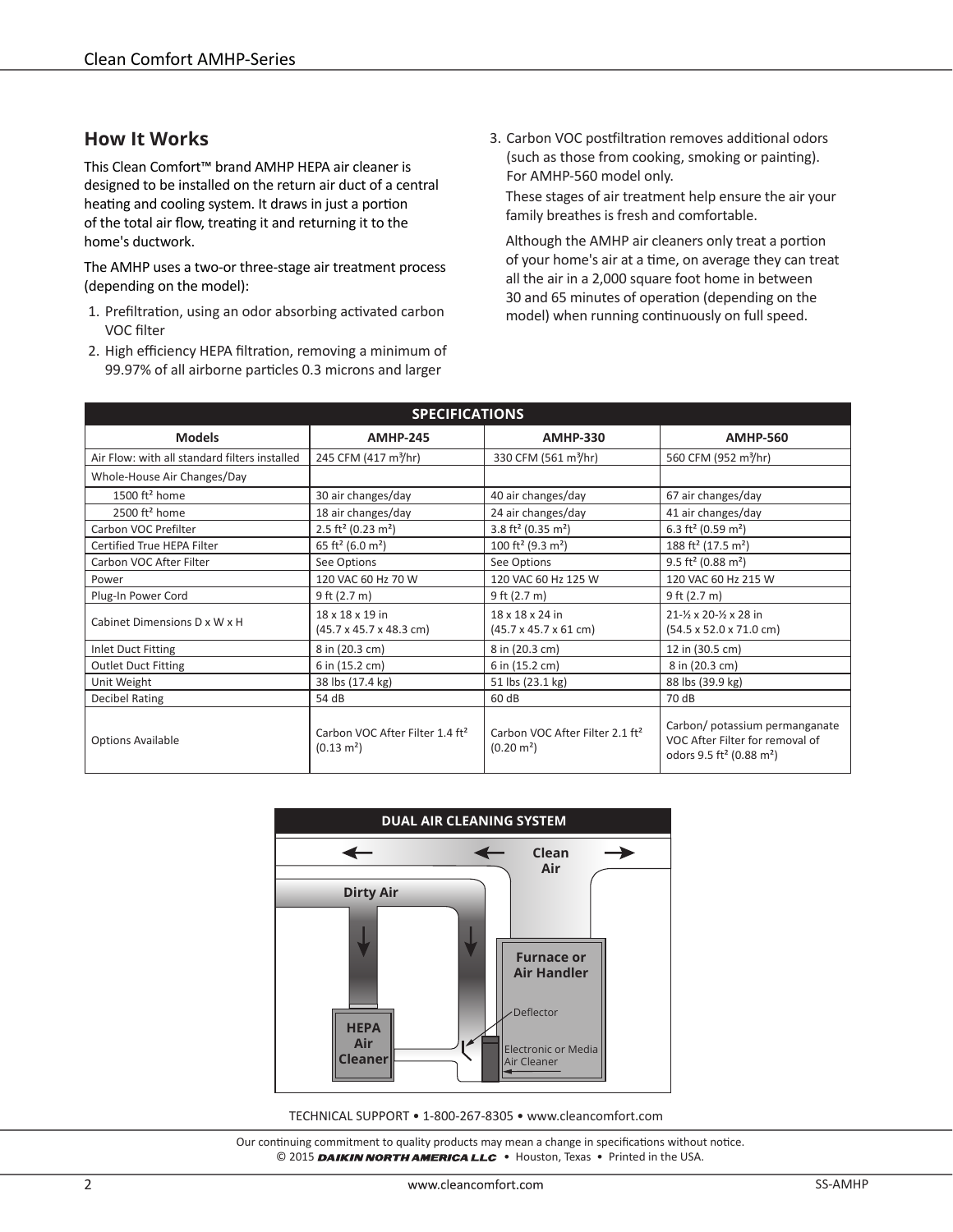## How It Works

This Clean Comfort™ brand AMHP HEPA air cleaner is designed to be installed on the return air duct of a central heating and cooling system. It draws in just a portion of the total air flow, treating it and returning it to the home's ductwork.

The AMHP uses a two-or three-stage air treatment process (depending on the model):

1. Prefiltration, using an odor absorbing activated carbon VOC filter
2. High efficiency HEPA filtration, removing a minimum of 99.97% of all airborne particles 0.3 microns and larger
3. Carbon VOC postfiltration removes additional odors (such as those from cooking, smoking or painting). For AMHP-560 model only.

   These stages of air treatment help ensure the air your family breathes is fresh and comfortable.

   Although the AMHP air cleaners only treat a portion of your home's air at a time, on average they can treat all the air in a 2,000 square foot home in between 30 and 65 minutes of operation (depending on the model) when running continuously on full speed.

| SPECIFICATIONS | | | |
|---|---|---|---|
| **Models** | **AMHP-245** | **AMHP-330** | **AMHP-560** |
| Air Flow: with all standard filters installed | 245 CFM (417 m³/hr) | 330 CFM (561 m³/hr) | 560 CFM (952 m³/hr) |
| Whole-House Air Changes/Day | | | |
| 1500 ft² home | 30 air changes/day | 40 air changes/day | 67 air changes/day |
| 2500 ft² home | 18 air changes/day | 24 air changes/day | 41 air changes/day |
| Carbon VOC Prefilter | 2.5 ft² (0.23 m²) | 3.8 ft² (0.35 m²) | 6.3 ft² (0.59 m²) |
| Certified True HEPA Filter | 65 ft² (6.0 m²) | 100 ft² (9.3 m²) | 188 ft² (17.5 m²) |
| Carbon VOC After Filter | See Options | See Options | 9.5 ft² (0.88 m²) |
| Power | 120 VAC 60 Hz 70 W | 120 VAC 60 Hz 125 W | 120 VAC 60 Hz 215 W |
| Plug-In Power Cord | 9 ft (2.7 m) | 9 ft (2.7 m) | 9 ft (2.7 m) |
| Cabinet Dimensions D x W x H | 18 x 18 x 19 in (45.7 x 45.7 x 48.3 cm) | 18 x 18 x 24 in (45.7 x 45.7 x 61 cm) | 21-½ x 20-½ x 28 in (54.5 x 52.0 x 71.0 cm) |
| Inlet Duct Fitting | 8 in (20.3 cm) | 8 in (20.3 cm) | 12 in (30.5 cm) |
| Outlet Duct Fitting | 6 in (15.2 cm) | 6 in (15.2 cm) | 8 in (20.3 cm) |
| Unit Weight | 38 lbs (17.4 kg) | 51 lbs (23.1 kg) | 88 lbs (39.9 kg) |
| Decibel Rating | 54 dB | 60 dB | 70 dB |
| Options Available | Carbon VOC After Filter 1.4 ft² (0.13 m²) | Carbon VOC After Filter 2.1 ft² (0.20 m²) | Carbon/ potassium permanganate VOC After Filter for removal of odors 9.5 ft² (0.88 m²) |

**DUAL AIR CLEANING SYSTEM**

Clean Air

Dirty Air

Furnace or Air Handler

Deflector

HEPA Air Cleaner

Electronic or Media Air Cleaner

TECHNICAL SUPPORT • 1-800-267-8305 • www.cleancomfort.com

Our continuing commitment to quality products may mean a change in specifications without notice.
© 2015 **DAIKIN NORTH AMERICA LLC** • Houston, Texas • Printed in the USA.